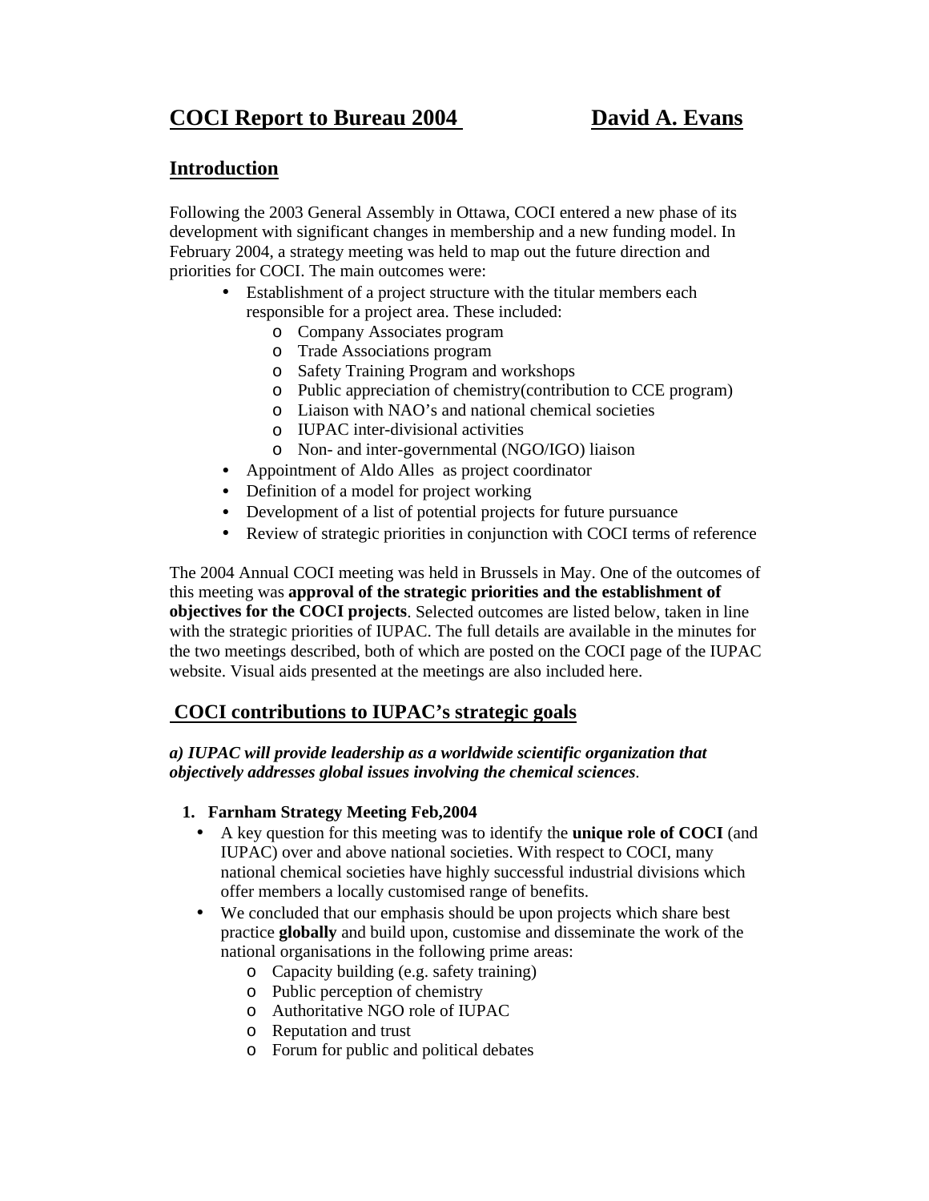# COCI Report to Bureau 2004 David A. Evans

## Introduction

Following the 2003 General Assembly in Ottawa, COCI entered a new phase of its development with significant changes in membership and a new funding model. In February 2004, a strategy meeting was held to map out the future direction and priorities for COCI. The main outcomes were:

- Establishment of a project structure with the titular members each responsible for a project area. These included:
  - Company Associates program
  - Trade Associations program
  - Safety Training Program and workshops
  - Public appreciation of chemistry(contribution to CCE program)
  - Liaison with NAO's and national chemical societies
  - IUPAC inter-divisional activities
  - Non- and inter-governmental (NGO/IGO) liaison
- Appointment of Aldo Alles as project coordinator
- Definition of a model for project working
- Development of a list of potential projects for future pursuance
- Review of strategic priorities in conjunction with COCI terms of reference

The 2004 Annual COCI meeting was held in Brussels in May. One of the outcomes of this meeting was **approval of the strategic priorities and the establishment of objectives for the COCI projects**. Selected outcomes are listed below, taken in line with the strategic priorities of IUPAC. The full details are available in the minutes for the two meetings described, both of which are posted on the COCI page of the IUPAC website. Visual aids presented at the meetings are also included here.

## COCI contributions to IUPAC's strategic goals

***a) IUPAC will provide leadership as a worldwide scientific organization that objectively addresses global issues involving the chemical sciences***.

1. **Farnham Strategy Meeting Feb,2004**
   - A key question for this meeting was to identify the **unique role of COCI** (and IUPAC) over and above national societies. With respect to COCI, many national chemical societies have highly successful industrial divisions which offer members a locally customised range of benefits.
   - We concluded that our emphasis should be upon projects which share best practice **globally** and build upon, customise and disseminate the work of the national organisations in the following prime areas:
     - Capacity building (e.g. safety training)
     - Public perception of chemistry
     - Authoritative NGO role of IUPAC
     - Reputation and trust
     - Forum for public and political debates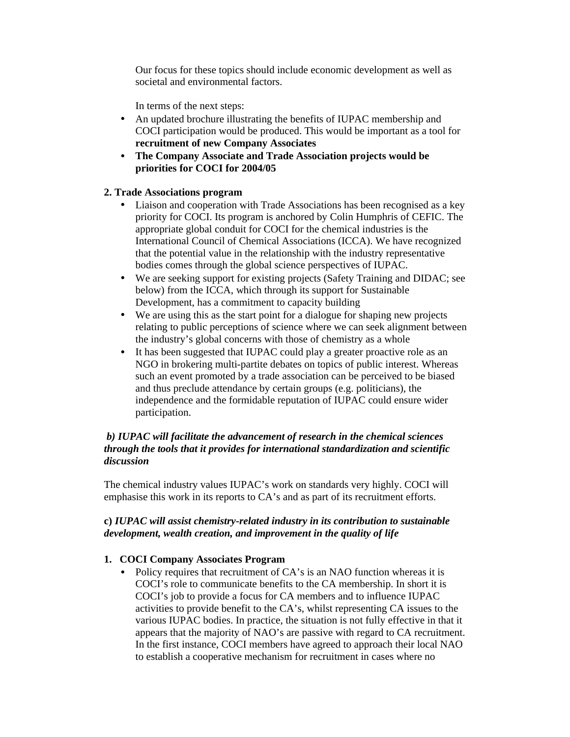Our focus for these topics should include economic development as well as societal and environmental factors.

In terms of the next steps:

- An updated brochure illustrating the benefits of IUPAC membership and COCI participation would be produced. This would be important as a tool for **recruitment of new Company Associates**
- **The Company Associate and Trade Association projects would be priorities for COCI for 2004/05**

**2. Trade Associations program**

- Liaison and cooperation with Trade Associations has been recognised as a key priority for COCI. Its program is anchored by Colin Humphris of CEFIC. The appropriate global conduit for COCI for the chemical industries is the International Council of Chemical Associations (ICCA). We have recognized that the potential value in the relationship with the industry representative bodies comes through the global science perspectives of IUPAC.
- We are seeking support for existing projects (Safety Training and DIDAC; see below) from the ICCA, which through its support for Sustainable Development, has a commitment to capacity building
- We are using this as the start point for a dialogue for shaping new projects relating to public perceptions of science where we can seek alignment between the industry's global concerns with those of chemistry as a whole
- It has been suggested that IUPAC could play a greater proactive role as an NGO in brokering multi-partite debates on topics of public interest. Whereas such an event promoted by a trade association can be perceived to be biased and thus preclude attendance by certain groups (e.g. politicians), the independence and the formidable reputation of IUPAC could ensure wider participation.

***b) IUPAC will facilitate the advancement of research in the chemical sciences through the tools that it provides for international standardization and scientific discussion***

The chemical industry values IUPAC's work on standards very highly. COCI will emphasise this work in its reports to CA's and as part of its recruitment efforts.

**c)** ***IUPAC will assist chemistry-related industry in its contribution to sustainable development, wealth creation, and improvement in the quality of life***

**1. COCI Company Associates Program**

- Policy requires that recruitment of CA's is an NAO function whereas it is COCI's role to communicate benefits to the CA membership. In short it is COCI's job to provide a focus for CA members and to influence IUPAC activities to provide benefit to the CA's, whilst representing CA issues to the various IUPAC bodies. In practice, the situation is not fully effective in that it appears that the majority of NAO's are passive with regard to CA recruitment. In the first instance, COCI members have agreed to approach their local NAO to establish a cooperative mechanism for recruitment in cases where no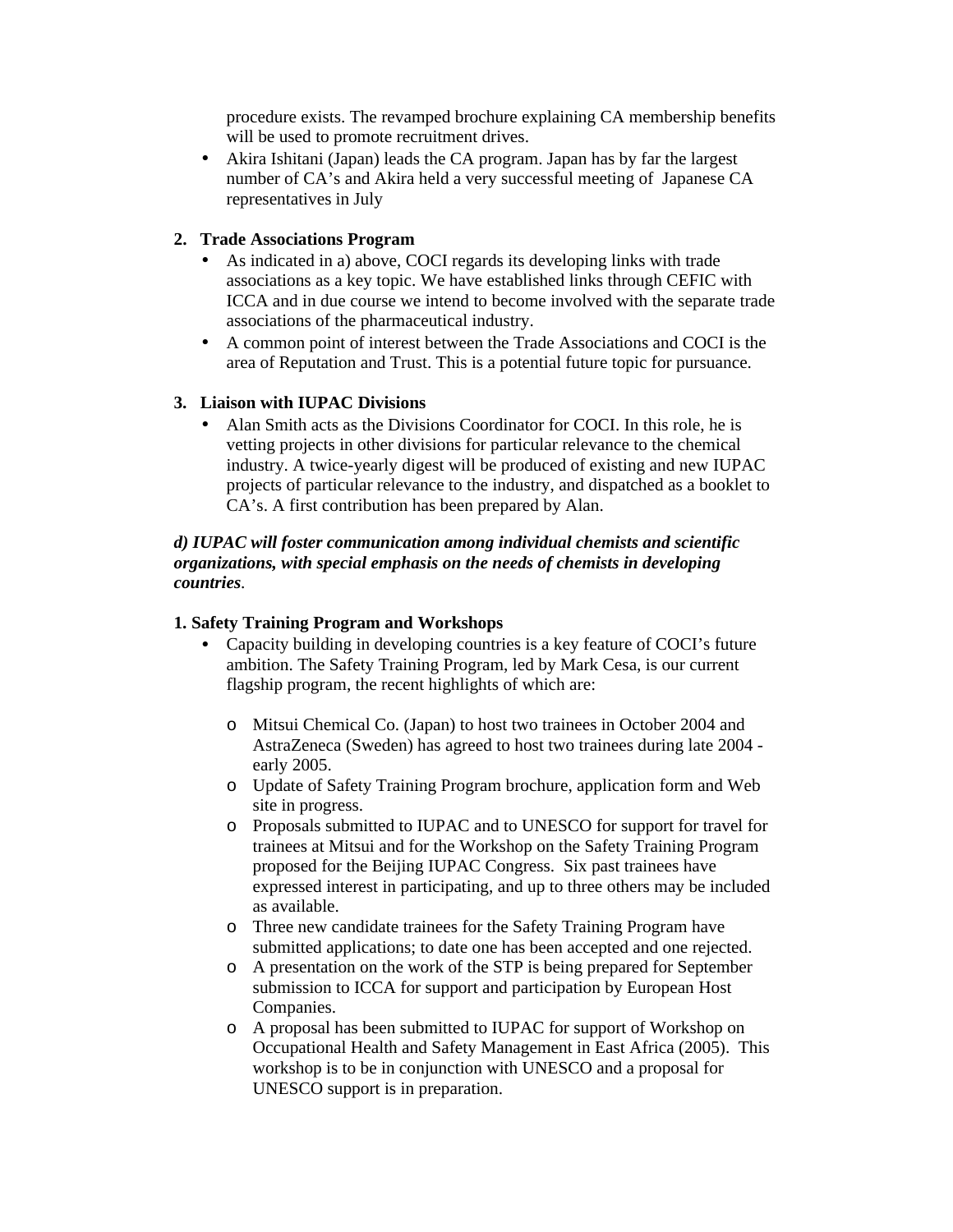procedure exists. The revamped brochure explaining CA membership benefits will be used to promote recruitment drives.

- Akira Ishitani (Japan) leads the CA program. Japan has by far the largest number of CA's and Akira held a very successful meeting of Japanese CA representatives in July

2. **Trade Associations Program**
   - As indicated in a) above, COCI regards its developing links with trade associations as a key topic. We have established links through CEFIC with ICCA and in due course we intend to become involved with the separate trade associations of the pharmaceutical industry.
   - A common point of interest between the Trade Associations and COCI is the area of Reputation and Trust. This is a potential future topic for pursuance.

3. **Liaison with IUPAC Divisions**
   - Alan Smith acts as the Divisions Coordinator for COCI. In this role, he is vetting projects in other divisions for particular relevance to the chemical industry. A twice-yearly digest will be produced of existing and new IUPAC projects of particular relevance to the industry, and dispatched as a booklet to CA's. A first contribution has been prepared by Alan.

***d) IUPAC will foster communication among individual chemists and scientific organizations, with special emphasis on the needs of chemists in developing countries***.

**1. Safety Training Program and Workshops**

- Capacity building in developing countries is a key feature of COCI's future ambition. The Safety Training Program, led by Mark Cesa, is our current flagship program, the recent highlights of which are:
  - Mitsui Chemical Co. (Japan) to host two trainees in October 2004 and AstraZeneca (Sweden) has agreed to host two trainees during late 2004 - early 2005.
  - Update of Safety Training Program brochure, application form and Web site in progress.
  - Proposals submitted to IUPAC and to UNESCO for support for travel for trainees at Mitsui and for the Workshop on the Safety Training Program proposed for the Beijing IUPAC Congress. Six past trainees have expressed interest in participating, and up to three others may be included as available.
  - Three new candidate trainees for the Safety Training Program have submitted applications; to date one has been accepted and one rejected.
  - A presentation on the work of the STP is being prepared for September submission to ICCA for support and participation by European Host Companies.
  - A proposal has been submitted to IUPAC for support of Workshop on Occupational Health and Safety Management in East Africa (2005). This workshop is to be in conjunction with UNESCO and a proposal for UNESCO support is in preparation.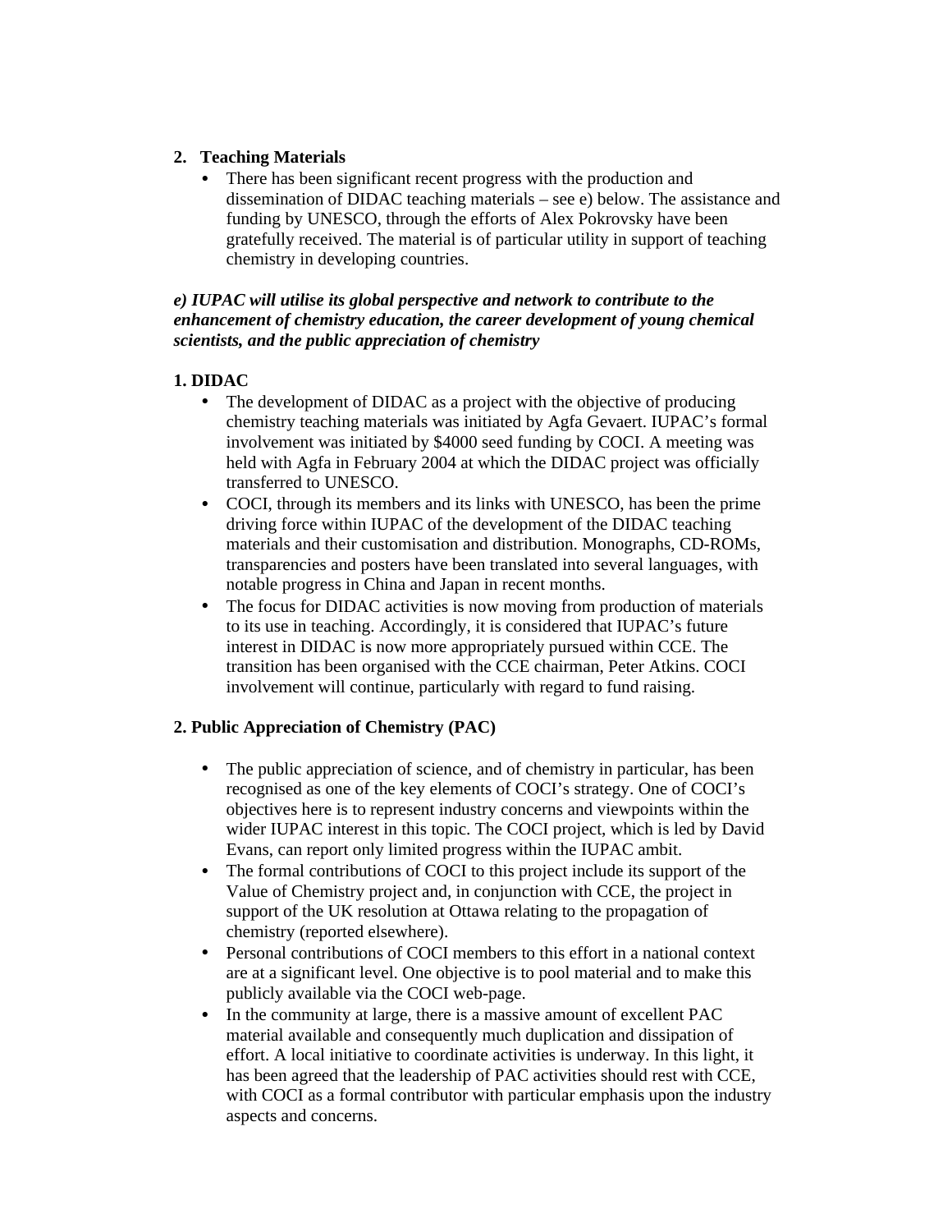2. **Teaching Materials**
   - There has been significant recent progress with the production and dissemination of DIDAC teaching materials – see e) below. The assistance and funding by UNESCO, through the efforts of Alex Pokrovsky have been gratefully received. The material is of particular utility in support of teaching chemistry in developing countries.

***e) IUPAC will utilise its global perspective and network to contribute to the enhancement of chemistry education, the career development of young chemical scientists, and the public appreciation of chemistry***

**1. DIDAC**

- The development of DIDAC as a project with the objective of producing chemistry teaching materials was initiated by Agfa Gevaert. IUPAC's formal involvement was initiated by $4000 seed funding by COCI. A meeting was held with Agfa in February 2004 at which the DIDAC project was officially transferred to UNESCO.
- COCI, through its members and its links with UNESCO, has been the prime driving force within IUPAC of the development of the DIDAC teaching materials and their customisation and distribution. Monographs, CD-ROMs, transparencies and posters have been translated into several languages, with notable progress in China and Japan in recent months.
- The focus for DIDAC activities is now moving from production of materials to its use in teaching. Accordingly, it is considered that IUPAC's future interest in DIDAC is now more appropriately pursued within CCE. The transition has been organised with the CCE chairman, Peter Atkins. COCI involvement will continue, particularly with regard to fund raising.

**2. Public Appreciation of Chemistry (PAC)**

- The public appreciation of science, and of chemistry in particular, has been recognised as one of the key elements of COCI's strategy. One of COCI's objectives here is to represent industry concerns and viewpoints within the wider IUPAC interest in this topic. The COCI project, which is led by David Evans, can report only limited progress within the IUPAC ambit.
- The formal contributions of COCI to this project include its support of the Value of Chemistry project and, in conjunction with CCE, the project in support of the UK resolution at Ottawa relating to the propagation of chemistry (reported elsewhere).
- Personal contributions of COCI members to this effort in a national context are at a significant level. One objective is to pool material and to make this publicly available via the COCI web-page.
- In the community at large, there is a massive amount of excellent PAC material available and consequently much duplication and dissipation of effort. A local initiative to coordinate activities is underway. In this light, it has been agreed that the leadership of PAC activities should rest with CCE, with COCI as a formal contributor with particular emphasis upon the industry aspects and concerns.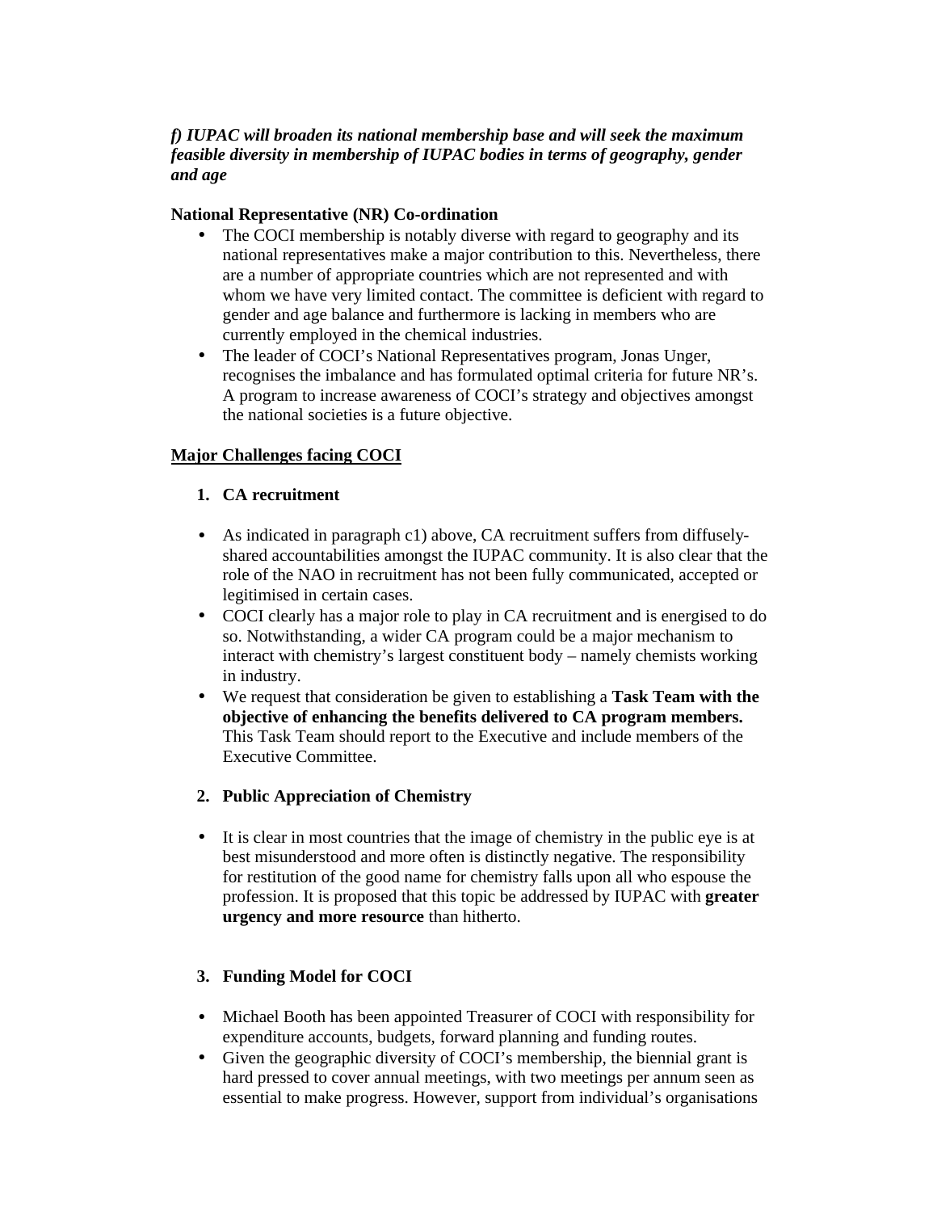***f) IUPAC will broaden its national membership base and will seek the maximum feasible diversity in membership of IUPAC bodies in terms of geography, gender and age***

**National Representative (NR) Co-ordination**

- The COCI membership is notably diverse with regard to geography and its national representatives make a major contribution to this. Nevertheless, there are a number of appropriate countries which are not represented and with whom we have very limited contact. The committee is deficient with regard to gender and age balance and furthermore is lacking in members who are currently employed in the chemical industries.
- The leader of COCI's National Representatives program, Jonas Unger, recognises the imbalance and has formulated optimal criteria for future NR's. A program to increase awareness of COCI's strategy and objectives amongst the national societies is a future objective.

## Major Challenges facing COCI

1. **CA recruitment**

- As indicated in paragraph c1) above, CA recruitment suffers from diffusely-shared accountabilities amongst the IUPAC community. It is also clear that the role of the NAO in recruitment has not been fully communicated, accepted or legitimised in certain cases.
- COCI clearly has a major role to play in CA recruitment and is energised to do so. Notwithstanding, a wider CA program could be a major mechanism to interact with chemistry's largest constituent body – namely chemists working in industry.
- We request that consideration be given to establishing a **Task Team with the objective of enhancing the benefits delivered to CA program members.** This Task Team should report to the Executive and include members of the Executive Committee.

2. **Public Appreciation of Chemistry**

- It is clear in most countries that the image of chemistry in the public eye is at best misunderstood and more often is distinctly negative. The responsibility for restitution of the good name for chemistry falls upon all who espouse the profession. It is proposed that this topic be addressed by IUPAC with **greater urgency and more resource** than hitherto.

3. **Funding Model for COCI**

- Michael Booth has been appointed Treasurer of COCI with responsibility for expenditure accounts, budgets, forward planning and funding routes.
- Given the geographic diversity of COCI's membership, the biennial grant is hard pressed to cover annual meetings, with two meetings per annum seen as essential to make progress. However, support from individual's organisations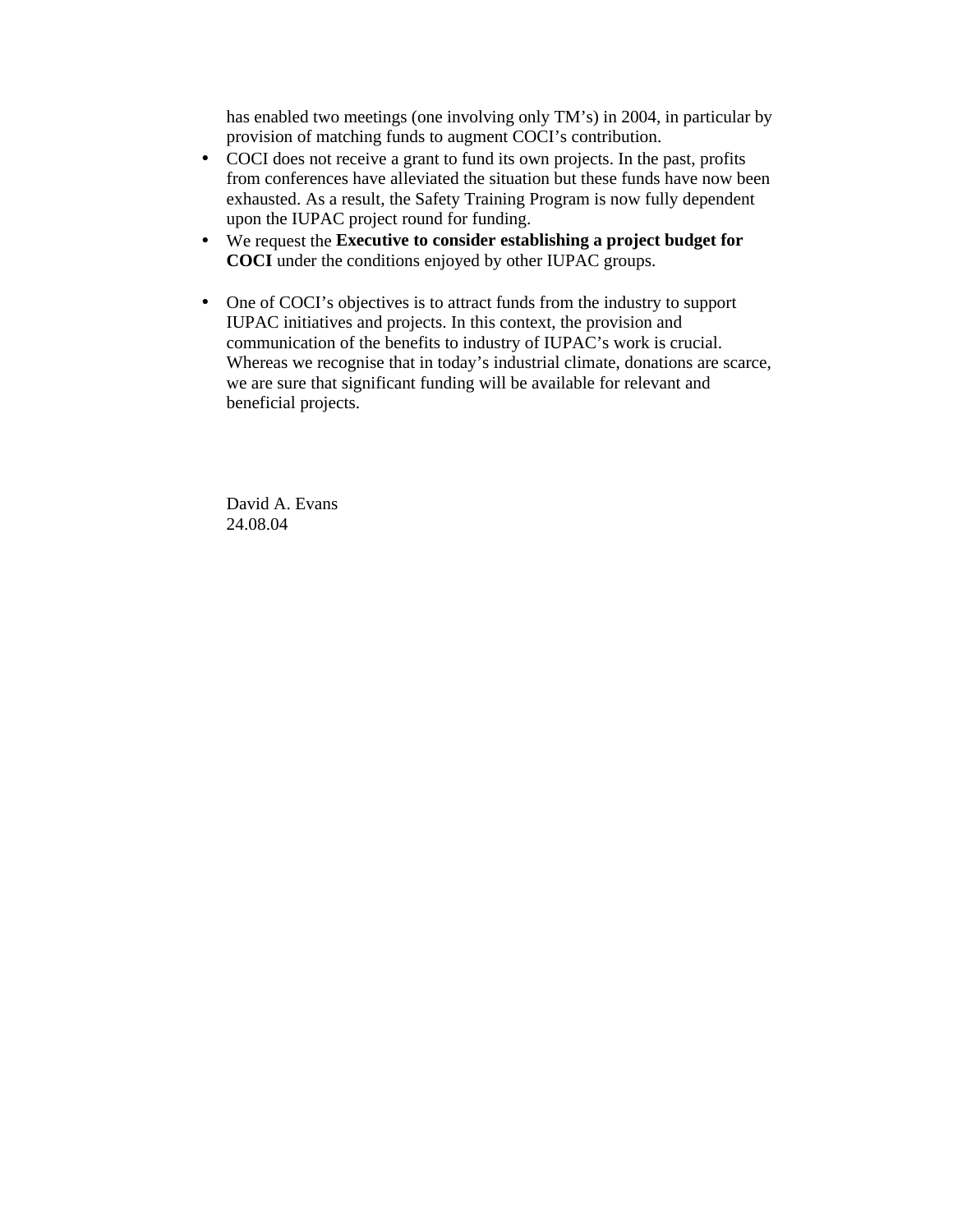has enabled two meetings (one involving only TM's) in 2004, in particular by provision of matching funds to augment COCI's contribution.

- COCI does not receive a grant to fund its own projects. In the past, profits from conferences have alleviated the situation but these funds have now been exhausted. As a result, the Safety Training Program is now fully dependent upon the IUPAC project round for funding.
- We request the **Executive to consider establishing a project budget for COCI** under the conditions enjoyed by other IUPAC groups.

- One of COCI's objectives is to attract funds from the industry to support IUPAC initiatives and projects. In this context, the provision and communication of the benefits to industry of IUPAC's work is crucial. Whereas we recognise that in today's industrial climate, donations are scarce, we are sure that significant funding will be available for relevant and beneficial projects.

David A. Evans
24.08.04